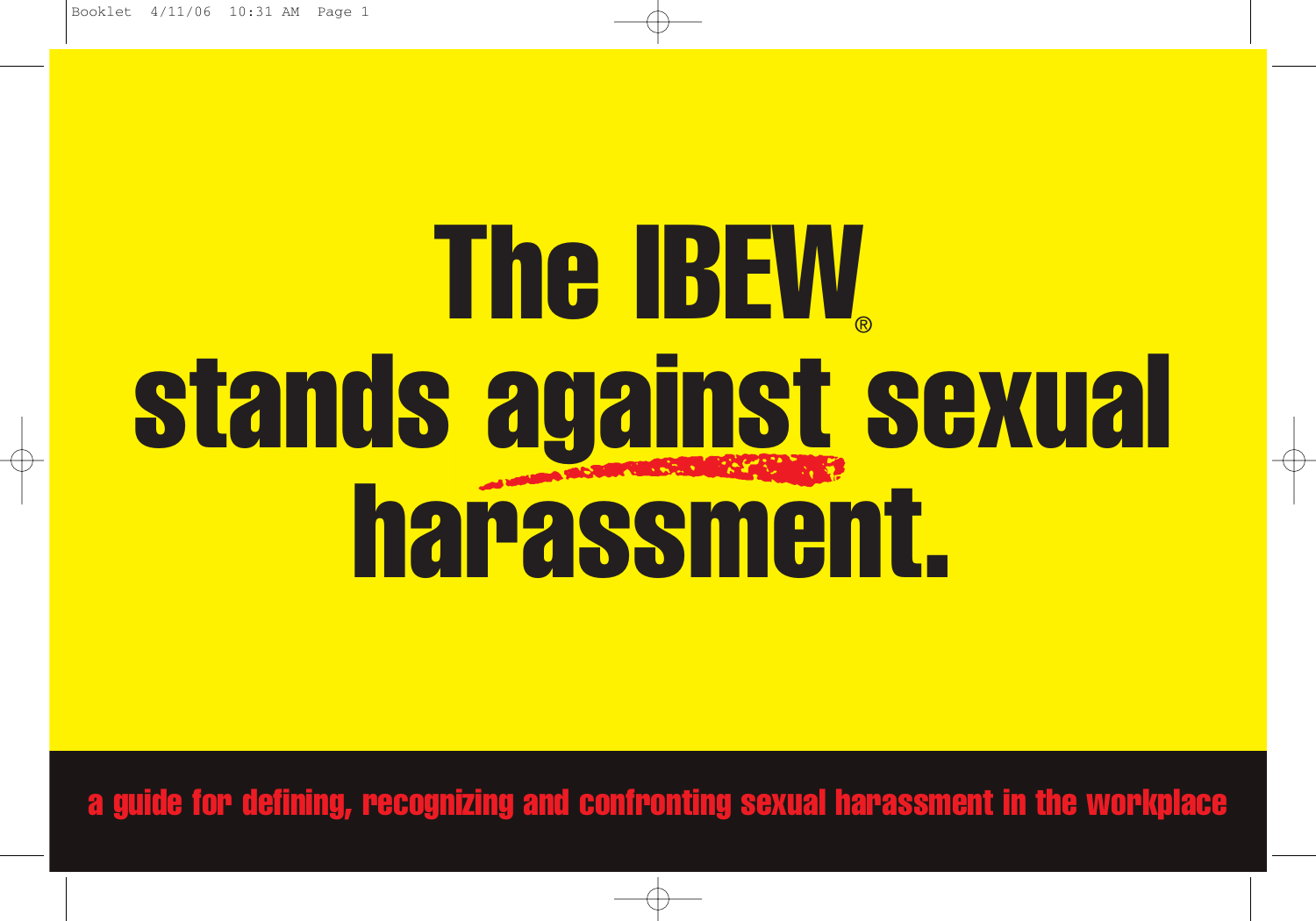# The IBEW® stands against sexual harassment.

a guide for defining, recognizing and confronting sexual harassment in the workplace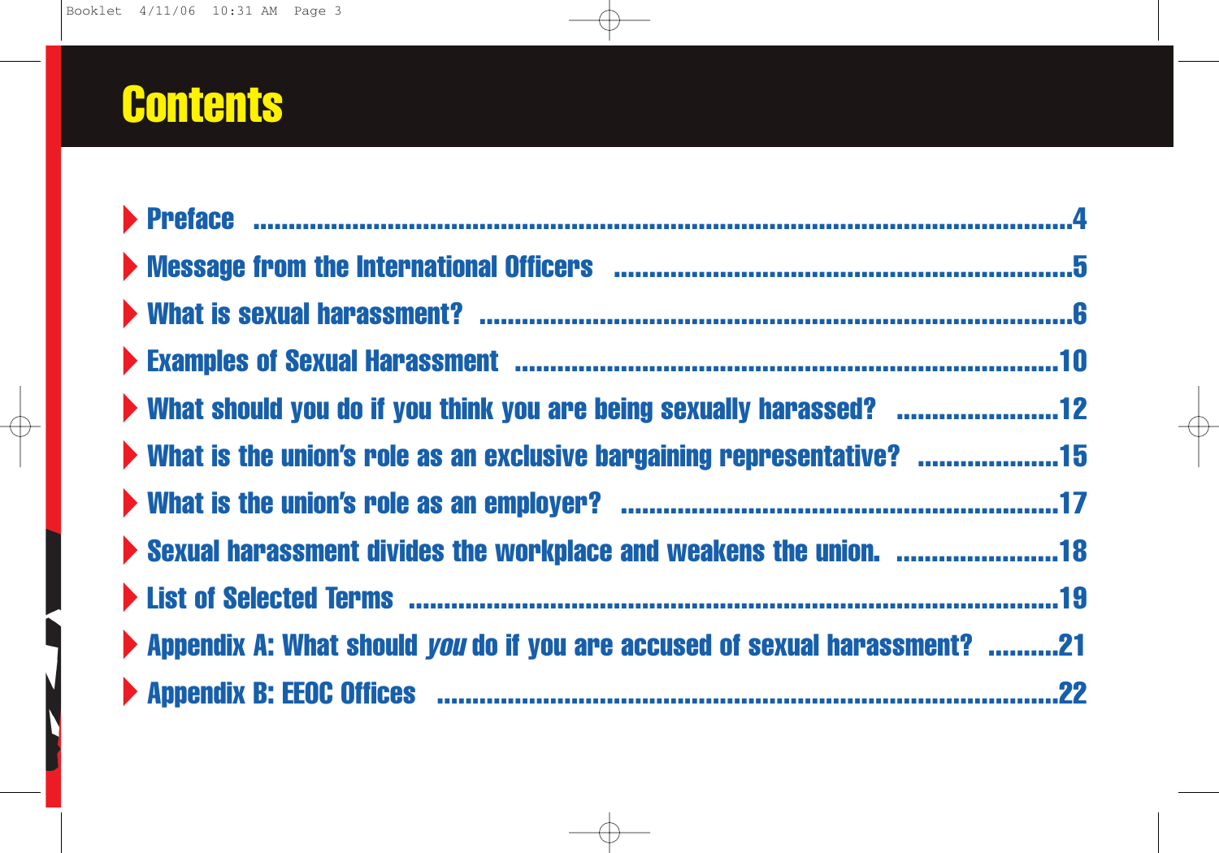# Contents

- Preface ....................................................................................................4
- Message from the International Officers ..................................................5
- What is sexual harassment? ....................................................................6
- Examples of Sexual Harassment ............................................................10
- What should you do if you think you are being sexually harassed? ..........12
- What is the union's role as an exclusive bargaining representative? ..........15
- What is the union's role as an employer? ...............................................17
- Sexual harassment divides the workplace and weakens the union. ..........18
- List of Selected Terms ...........................................................................19
- Appendix A: What should *you* do if you are accused of sexual harassment? ..........21
- Appendix B: EEOC Offices .....................................................................22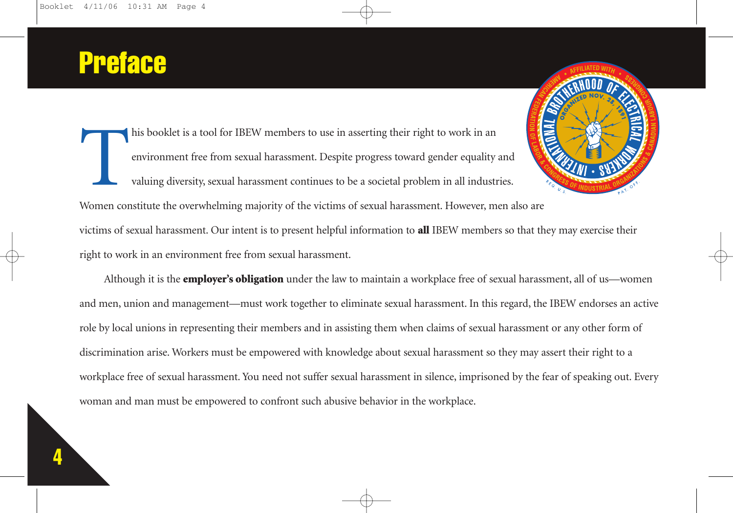# Preface

This booklet is a tool for IBEW members to use in asserting their right to work in an environment free from sexual harassment. Despite progress toward gender equality and valuing diversity, sexual harassment continues to be a societal problem in all industries. Women constitute the overwhelming majority of the victims of sexual harassment. However, men also are victims of sexual harassment. Our intent is to present helpful information to **all** IBEW members so that they may exercise their right to work in an environment free from sexual harassment.

Although it is the **employer's obligation** under the law to maintain a workplace free of sexual harassment, all of us—women and men, union and management—must work together to eliminate sexual harassment. In this regard, the IBEW endorses an active role by local unions in representing their members and in assisting them when claims of sexual harassment or any other form of discrimination arise. Workers must be empowered with knowledge about sexual harassment so they may assert their right to a workplace free of sexual harassment. You need not suffer sexual harassment in silence, imprisoned by the fear of speaking out. Every woman and man must be empowered to confront such abusive behavior in the workplace.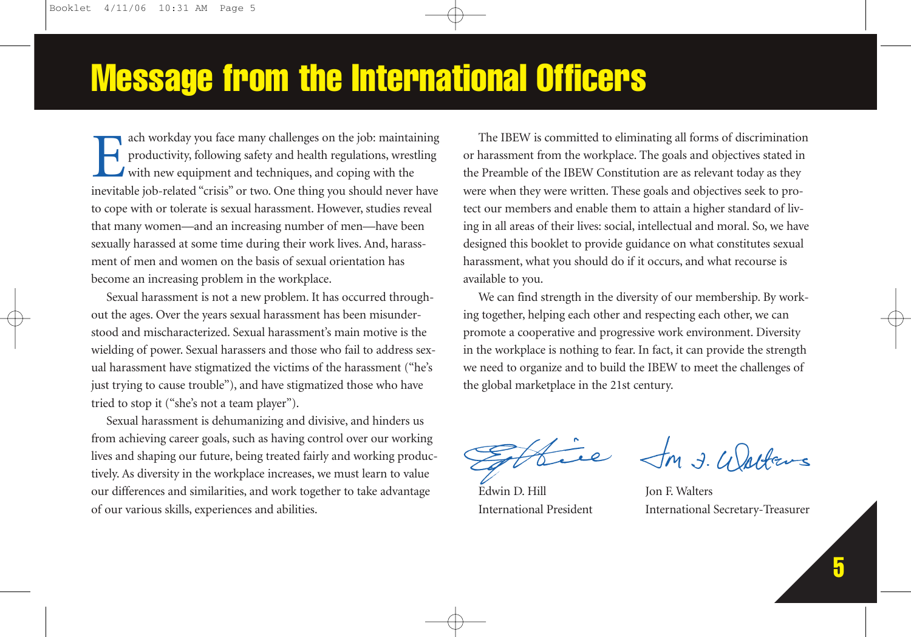# Message from the International Officers

Each workday you face many challenges on the job: maintaining productivity, following safety and health regulations, wrestling with new equipment and techniques, and coping with the inevitable job-related "crisis" or two. One thing you should never have to cope with or tolerate is sexual harassment. However, studies reveal that many women—and an increasing number of men—have been sexually harassed at some time during their work lives. And, harassment of men and women on the basis of sexual orientation has become an increasing problem in the workplace.

Sexual harassment is not a new problem. It has occurred throughout the ages. Over the years sexual harassment has been misunderstood and mischaracterized. Sexual harassment's main motive is the wielding of power. Sexual harassers and those who fail to address sexual harassment have stigmatized the victims of the harassment ("he's just trying to cause trouble"), and have stigmatized those who have tried to stop it ("she's not a team player").

Sexual harassment is dehumanizing and divisive, and hinders us from achieving career goals, such as having control over our working lives and shaping our future, being treated fairly and working productively. As diversity in the workplace increases, we must learn to value our differences and similarities, and work together to take advantage of our various skills, experiences and abilities.

The IBEW is committed to eliminating all forms of discrimination or harassment from the workplace. The goals and objectives stated in the Preamble of the IBEW Constitution are as relevant today as they were when they were written. These goals and objectives seek to protect our members and enable them to attain a higher standard of living in all areas of their lives: social, intellectual and moral. So, we have designed this booklet to provide guidance on what constitutes sexual harassment, what you should do if it occurs, and what recourse is available to you.

We can find strength in the diversity of our membership. By working together, helping each other and respecting each other, we can promote a cooperative and progressive work environment. Diversity in the workplace is nothing to fear. In fact, it can provide the strength we need to organize and to build the IBEW to meet the challenges of the global marketplace in the 21st century.

Edwin D. Hill
International President

Jon F. Walters
International Secretary-Treasurer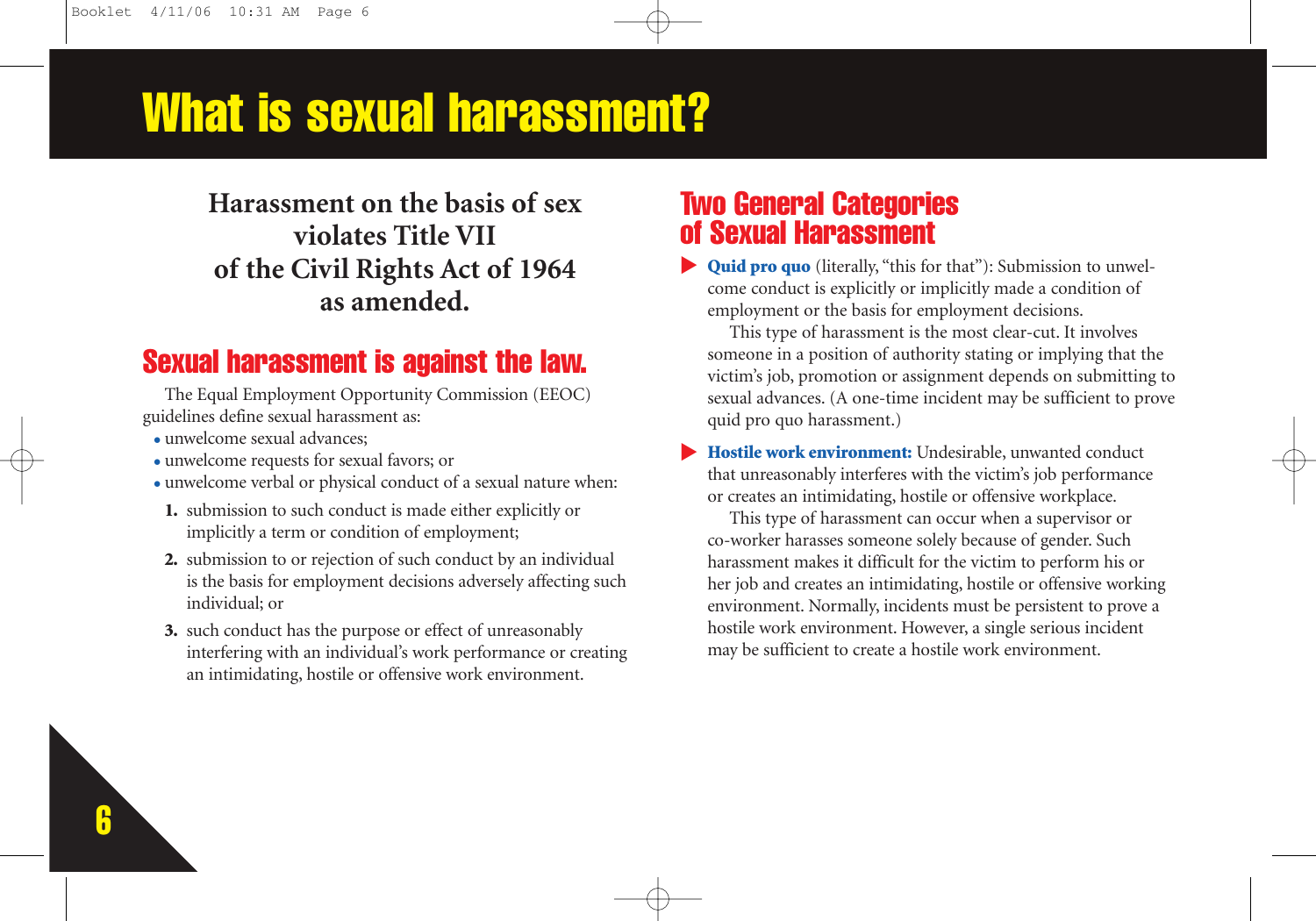# What is sexual harassment?

**Harassment on the basis of sex violates Title VII of the Civil Rights Act of 1964 as amended.**

## Sexual harassment is against the law.

The Equal Employment Opportunity Commission (EEOC) guidelines define sexual harassment as:

- unwelcome sexual advances;
- unwelcome requests for sexual favors; or
- unwelcome verbal or physical conduct of a sexual nature when:

  1. submission to such conduct is made either explicitly or implicitly a term or condition of employment;
  2. submission to or rejection of such conduct by an individual is the basis for employment decisions adversely affecting such individual; or
  3. such conduct has the purpose or effect of unreasonably interfering with an individual's work performance or creating an intimidating, hostile or offensive work environment.

## Two General Categories of Sexual Harassment

- **Quid pro quo** (literally, "this for that"): Submission to unwelcome conduct is explicitly or implicitly made a condition of employment or the basis for employment decisions.

  This type of harassment is the most clear-cut. It involves someone in a position of authority stating or implying that the victim's job, promotion or assignment depends on submitting to sexual advances. (A one-time incident may be sufficient to prove quid pro quo harassment.)

- **Hostile work environment:** Undesirable, unwanted conduct that unreasonably interferes with the victim's job performance or creates an intimidating, hostile or offensive workplace.

  This type of harassment can occur when a supervisor or co-worker harasses someone solely because of gender. Such harassment makes it difficult for the victim to perform his or her job and creates an intimidating, hostile or offensive working environment. Normally, incidents must be persistent to prove a hostile work environment. However, a single serious incident may be sufficient to create a hostile work environment.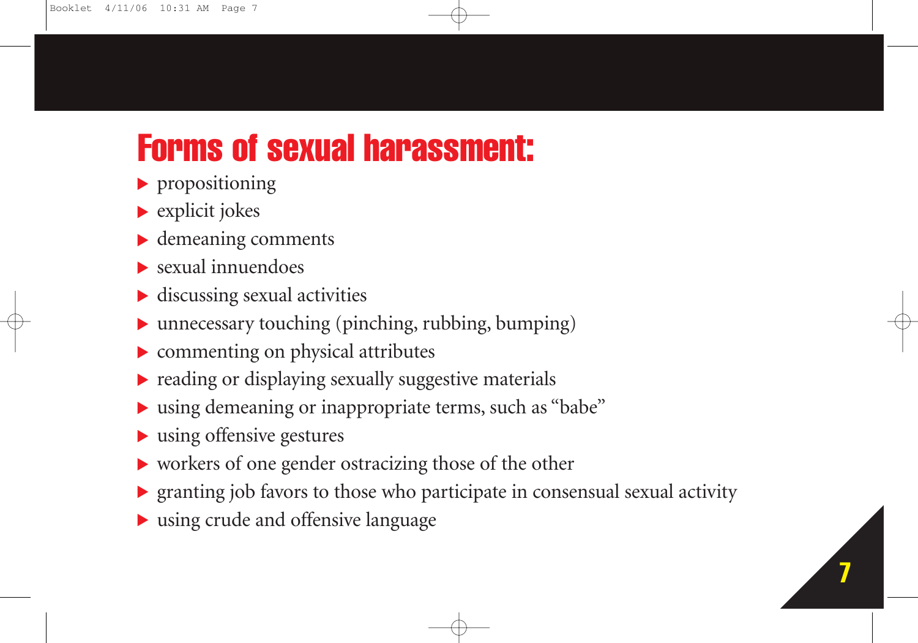# Forms of sexual harassment:

- propositioning
- explicit jokes
- demeaning comments
- sexual innuendoes
- discussing sexual activities
- unnecessary touching (pinching, rubbing, bumping)
- commenting on physical attributes
- reading or displaying sexually suggestive materials
- using demeaning or inappropriate terms, such as "babe"
- using offensive gestures
- workers of one gender ostracizing those of the other
- granting job favors to those who participate in consensual sexual activity
- using crude and offensive language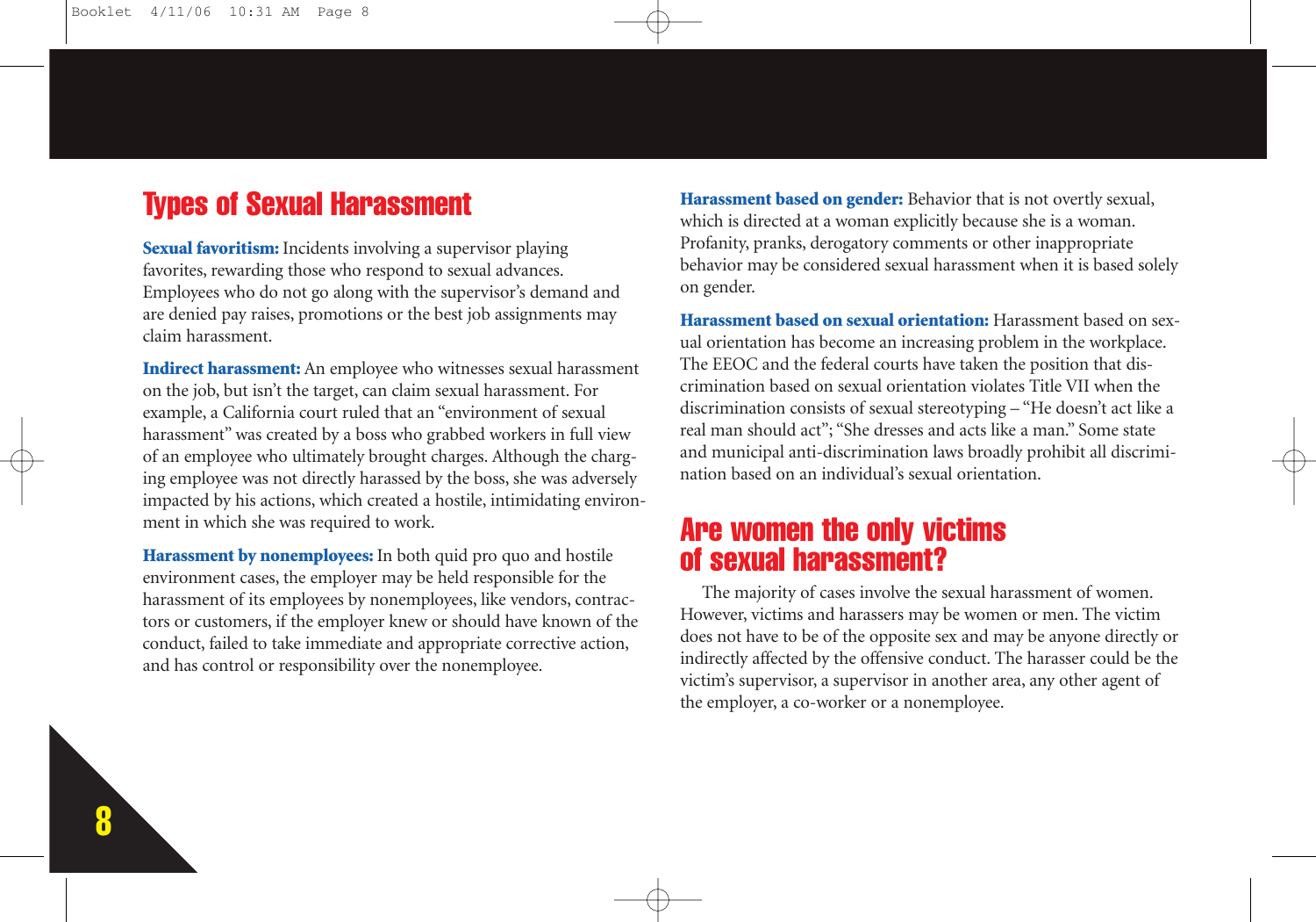## Types of Sexual Harassment

**Sexual favoritism:** Incidents involving a supervisor playing favorites, rewarding those who respond to sexual advances. Employees who do not go along with the supervisor's demand and are denied pay raises, promotions or the best job assignments may claim harassment.

**Indirect harassment:** An employee who witnesses sexual harassment on the job, but isn't the target, can claim sexual harassment. For example, a California court ruled that an "environment of sexual harassment" was created by a boss who grabbed workers in full view of an employee who ultimately brought charges. Although the charging employee was not directly harassed by the boss, she was adversely impacted by his actions, which created a hostile, intimidating environment in which she was required to work.

**Harassment by nonemployees:** In both quid pro quo and hostile environment cases, the employer may be held responsible for the harassment of its employees by nonemployees, like vendors, contractors or customers, if the employer knew or should have known of the conduct, failed to take immediate and appropriate corrective action, and has control or responsibility over the nonemployee.

**Harassment based on gender:** Behavior that is not overtly sexual, which is directed at a woman explicitly because she is a woman. Profanity, pranks, derogatory comments or other inappropriate behavior may be considered sexual harassment when it is based solely on gender.

**Harassment based on sexual orientation:** Harassment based on sexual orientation has become an increasing problem in the workplace. The EEOC and the federal courts have taken the position that discrimination based on sexual orientation violates Title VII when the discrimination consists of sexual stereotyping – "He doesn't act like a real man should act"; "She dresses and acts like a man." Some state and municipal anti-discrimination laws broadly prohibit all discrimination based on an individual's sexual orientation.

## Are women the only victims of sexual harassment?

The majority of cases involve the sexual harassment of women. However, victims and harassers may be women or men. The victim does not have to be of the opposite sex and may be anyone directly or indirectly affected by the offensive conduct. The harasser could be the victim's supervisor, a supervisor in another area, any other agent of the employer, a co-worker or a nonemployee.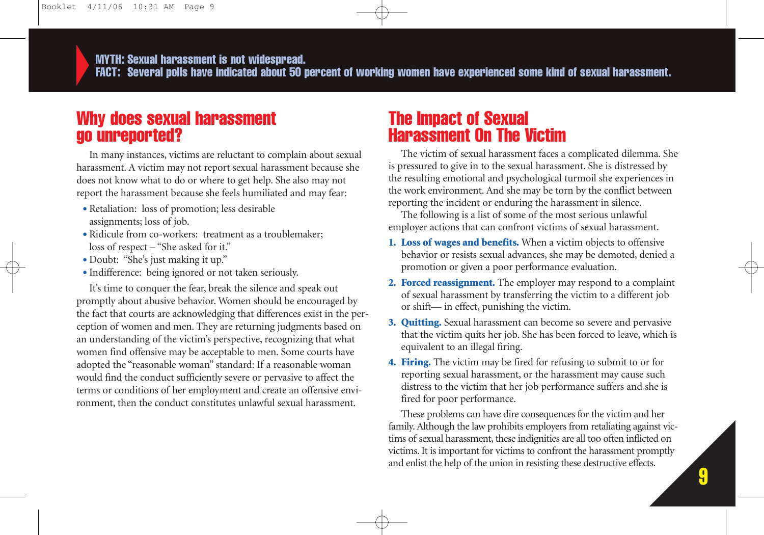**MYTH: Sexual harassment is not widespread.**
**FACT: Several polls have indicated about 50 percent of working women have experienced some kind of sexual harassment.**

## Why does sexual harassment go unreported?

In many instances, victims are reluctant to complain about sexual harassment. A victim may not report sexual harassment because she does not know what to do or where to get help. She also may not report the harassment because she feels humiliated and may fear:

- Retaliation: loss of promotion; less desirable assignments; loss of job.
- Ridicule from co-workers: treatment as a troublemaker; loss of respect – "She asked for it."
- Doubt: "She's just making it up."
- Indifference: being ignored or not taken seriously.

It's time to conquer the fear, break the silence and speak out promptly about abusive behavior. Women should be encouraged by the fact that courts are acknowledging that differences exist in the perception of women and men. They are returning judgments based on an understanding of the victim's perspective, recognizing that what women find offensive may be acceptable to men. Some courts have adopted the "reasonable woman" standard: If a reasonable woman would find the conduct sufficiently severe or pervasive to affect the terms or conditions of her employment and create an offensive environment, then the conduct constitutes unlawful sexual harassment.

## The Impact of Sexual Harassment On The Victim

The victim of sexual harassment faces a complicated dilemma. She is pressured to give in to the sexual harassment. She is distressed by the resulting emotional and psychological turmoil she experiences in the work environment. And she may be torn by the conflict between reporting the incident or enduring the harassment in silence.

The following is a list of some of the most serious unlawful employer actions that can confront victims of sexual harassment.

1. **Loss of wages and benefits.** When a victim objects to offensive behavior or resists sexual advances, she may be demoted, denied a promotion or given a poor performance evaluation.
2. **Forced reassignment.** The employer may respond to a complaint of sexual harassment by transferring the victim to a different job or shift— in effect, punishing the victim.
3. **Quitting.** Sexual harassment can become so severe and pervasive that the victim quits her job. She has been forced to leave, which is equivalent to an illegal firing.
4. **Firing.** The victim may be fired for refusing to submit to or for reporting sexual harassment, or the harassment may cause such distress to the victim that her job performance suffers and she is fired for poor performance.

These problems can have dire consequences for the victim and her family. Although the law prohibits employers from retaliating against victims of sexual harassment, these indignities are all too often inflicted on victims. It is important for victims to confront the harassment promptly and enlist the help of the union in resisting these destructive effects.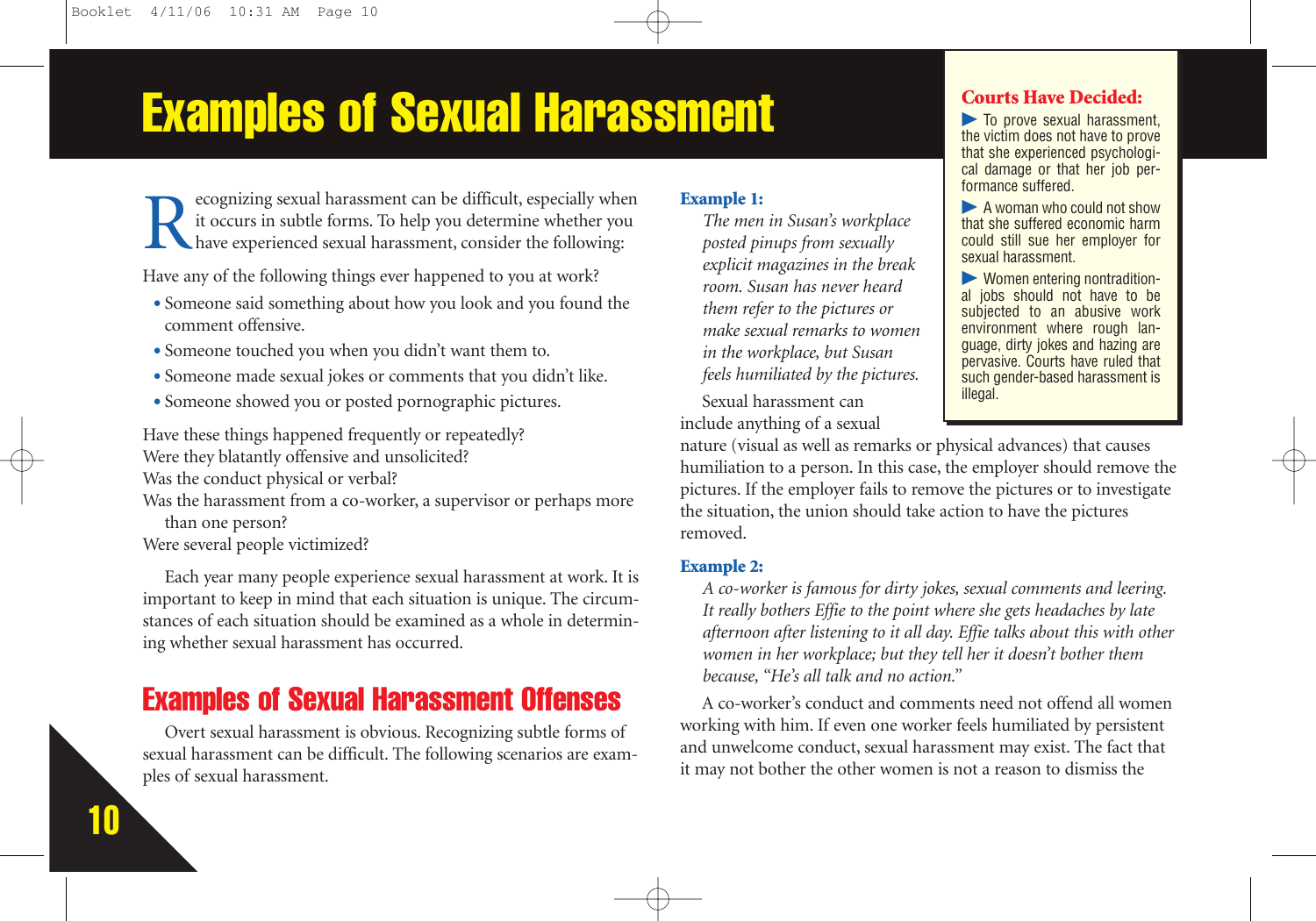# Examples of Sexual Harassment

Recognizing sexual harassment can be difficult, especially when it occurs in subtle forms. To help you determine whether you have experienced sexual harassment, consider the following:

Have any of the following things ever happened to you at work?

- Someone said something about how you look and you found the comment offensive.
- Someone touched you when you didn't want them to.
- Someone made sexual jokes or comments that you didn't like.
- Someone showed you or posted pornographic pictures.

Have these things happened frequently or repeatedly?
Were they blatantly offensive and unsolicited?
Was the conduct physical or verbal?
Was the harassment from a co-worker, a supervisor or perhaps more than one person?
Were several people victimized?

Each year many people experience sexual harassment at work. It is important to keep in mind that each situation is unique. The circumstances of each situation should be examined as a whole in determining whether sexual harassment has occurred.

## Examples of Sexual Harassment Offenses

Overt sexual harassment is obvious. Recognizing subtle forms of sexual harassment can be difficult. The following scenarios are examples of sexual harassment.

**Example 1:**

*The men in Susan's workplace posted pinups from sexually explicit magazines in the break room. Susan has never heard them refer to the pictures or make sexual remarks to women in the workplace, but Susan feels humiliated by the pictures.*

Sexual harassment can include anything of a sexual nature (visual as well as remarks or physical advances) that causes humiliation to a person. In this case, the employer should remove the pictures. If the employer fails to remove the pictures or to investigate the situation, the union should take action to have the pictures removed.

**Example 2:**

*A co-worker is famous for dirty jokes, sexual comments and leering. It really bothers Effie to the point where she gets headaches by late afternoon after listening to it all day. Effie talks about this with other women in her workplace; but they tell her it doesn't bother them because, "He's all talk and no action."*

A co-worker's conduct and comments need not offend all women working with him. If even one worker feels humiliated by persistent and unwelcome conduct, sexual harassment may exist. The fact that it may not bother the other women is not a reason to dismiss the

**Courts Have Decided:**

- To prove sexual harassment, the victim does not have to prove that she experienced psychological damage or that her job performance suffered.
- A woman who could not show that she suffered economic harm could still sue her employer for sexual harassment.
- Women entering nontraditional jobs should not have to be subjected to an abusive work environment where rough language, dirty jokes and hazing are pervasive. Courts have ruled that such gender-based harassment is illegal.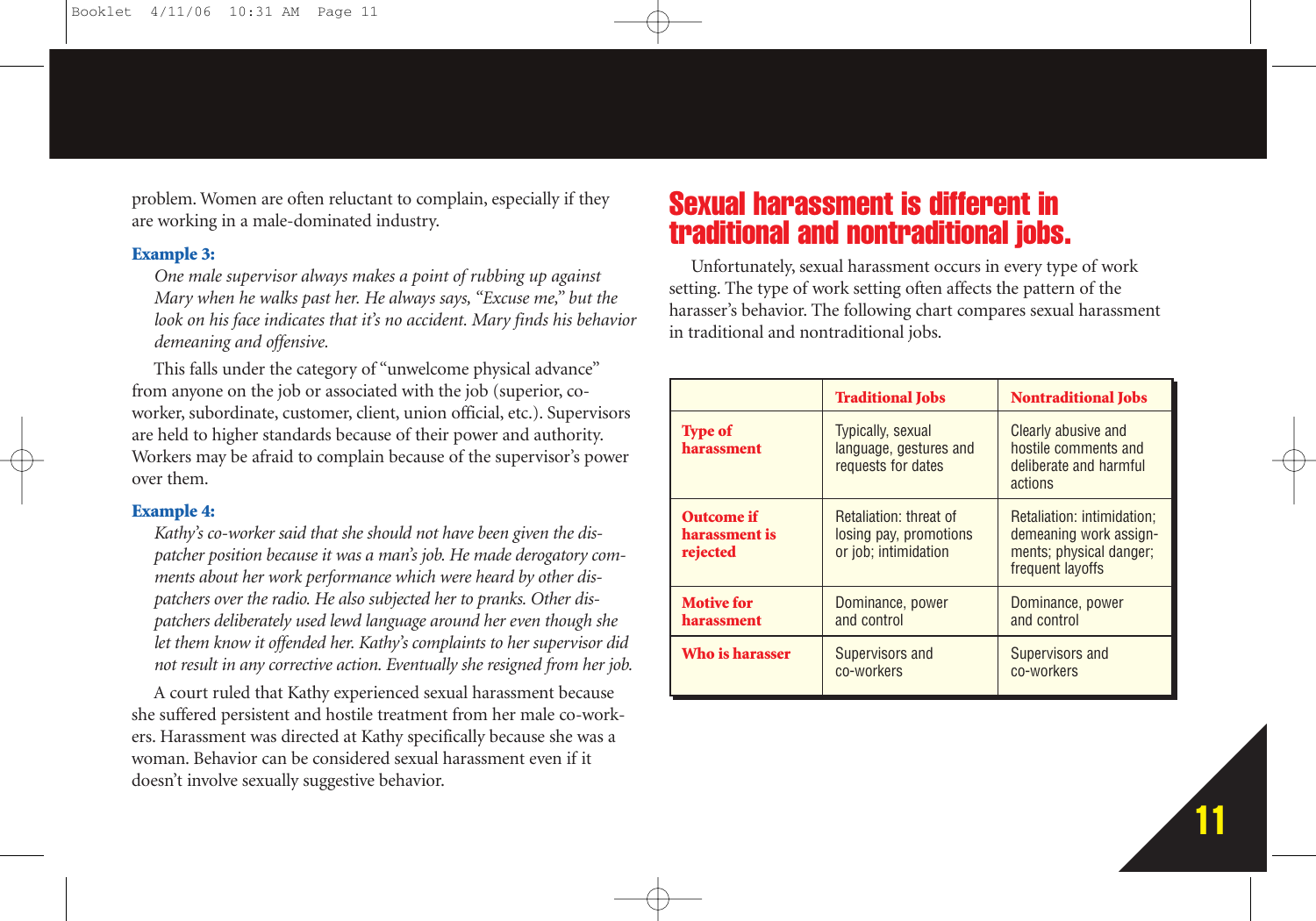problem. Women are often reluctant to complain, especially if they are working in a male-dominated industry.

**Example 3:**

*One male supervisor always makes a point of rubbing up against Mary when he walks past her. He always says, "Excuse me," but the look on his face indicates that it's no accident. Mary finds his behavior demeaning and offensive.*

This falls under the category of "unwelcome physical advance" from anyone on the job or associated with the job (superior, co-worker, subordinate, customer, client, union official, etc.). Supervisors are held to higher standards because of their power and authority. Workers may be afraid to complain because of the supervisor's power over them.

**Example 4:**

*Kathy's co-worker said that she should not have been given the dispatcher position because it was a man's job. He made derogatory comments about her work performance which were heard by other dispatchers over the radio. He also subjected her to pranks. Other dispatchers deliberately used lewd language around her even though she let them know it offended her. Kathy's complaints to her supervisor did not result in any corrective action. Eventually she resigned from her job.*

A court ruled that Kathy experienced sexual harassment because she suffered persistent and hostile treatment from her male co-workers. Harassment was directed at Kathy specifically because she was a woman. Behavior can be considered sexual harassment even if it doesn't involve sexually suggestive behavior.

## Sexual harassment is different in traditional and nontraditional jobs.

Unfortunately, sexual harassment occurs in every type of work setting. The type of work setting often affects the pattern of the harasser's behavior. The following chart compares sexual harassment in traditional and nontraditional jobs.

| | **Traditional Jobs** | **Nontraditional Jobs** |
|---|---|---|
| **Type of harassment** | Typically, sexual language, gestures and requests for dates | Clearly abusive and hostile comments and deliberate and harmful actions |
| **Outcome if harassment is rejected** | Retaliation: threat of losing pay, promotions or job; intimidation | Retaliation: intimidation; demeaning work assignments; physical danger; frequent layoffs |
| **Motive for harassment** | Dominance, power and control | Dominance, power and control |
| **Who is harasser** | Supervisors and co-workers | Supervisors and co-workers |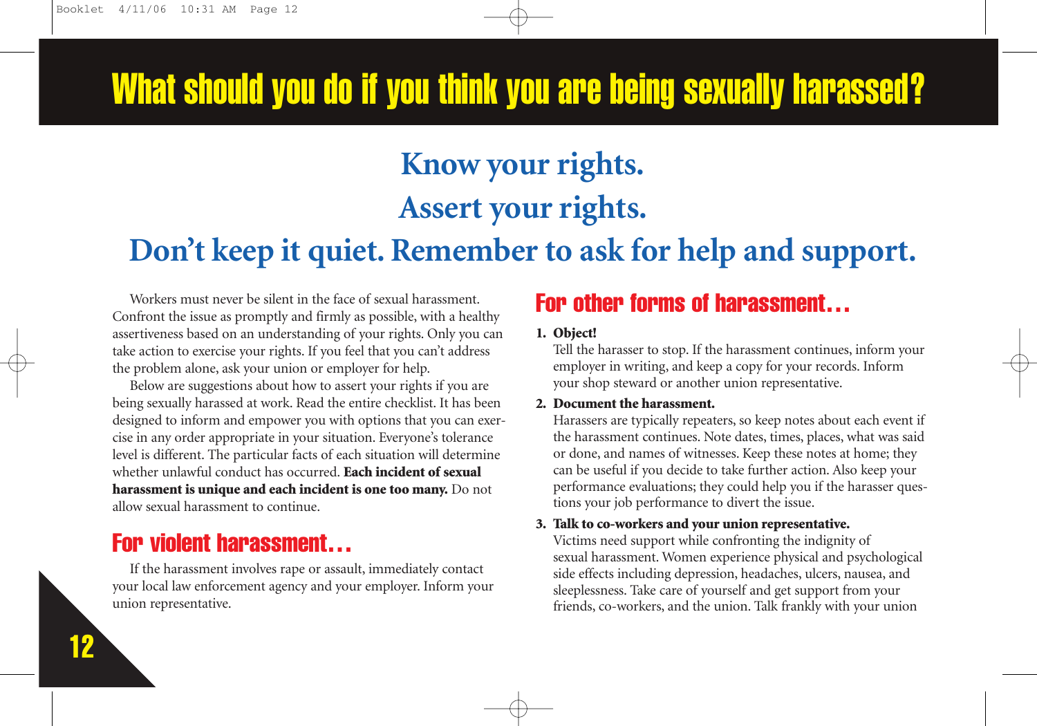# What should you do if you think you are being sexually harassed?

## Know your rights.

## Assert your rights.

## Don't keep it quiet. Remember to ask for help and support.

Workers must never be silent in the face of sexual harassment. Confront the issue as promptly and firmly as possible, with a healthy assertiveness based on an understanding of your rights. Only you can take action to exercise your rights. If you feel that you can't address the problem alone, ask your union or employer for help.

Below are suggestions about how to assert your rights if you are being sexually harassed at work. Read the entire checklist. It has been designed to inform and empower you with options that you can exercise in any order appropriate in your situation. Everyone's tolerance level is different. The particular facts of each situation will determine whether unlawful conduct has occurred. **Each incident of sexual harassment is unique and each incident is one too many.** Do not allow sexual harassment to continue.

### For violent harassment…

If the harassment involves rape or assault, immediately contact your local law enforcement agency and your employer. Inform your union representative.

### For other forms of harassment…

1. **Object!**
   Tell the harasser to stop. If the harassment continues, inform your employer in writing, and keep a copy for your records. Inform your shop steward or another union representative.

2. **Document the harassment.**
   Harassers are typically repeaters, so keep notes about each event if the harassment continues. Note dates, times, places, what was said or done, and names of witnesses. Keep these notes at home; they can be useful if you decide to take further action. Also keep your performance evaluations; they could help you if the harasser questions your job performance to divert the issue.

3. **Talk to co-workers and your union representative.**
   Victims need support while confronting the indignity of sexual harassment. Women experience physical and psychological side effects including depression, headaches, ulcers, nausea, and sleeplessness. Take care of yourself and get support from your friends, co-workers, and the union. Talk frankly with your union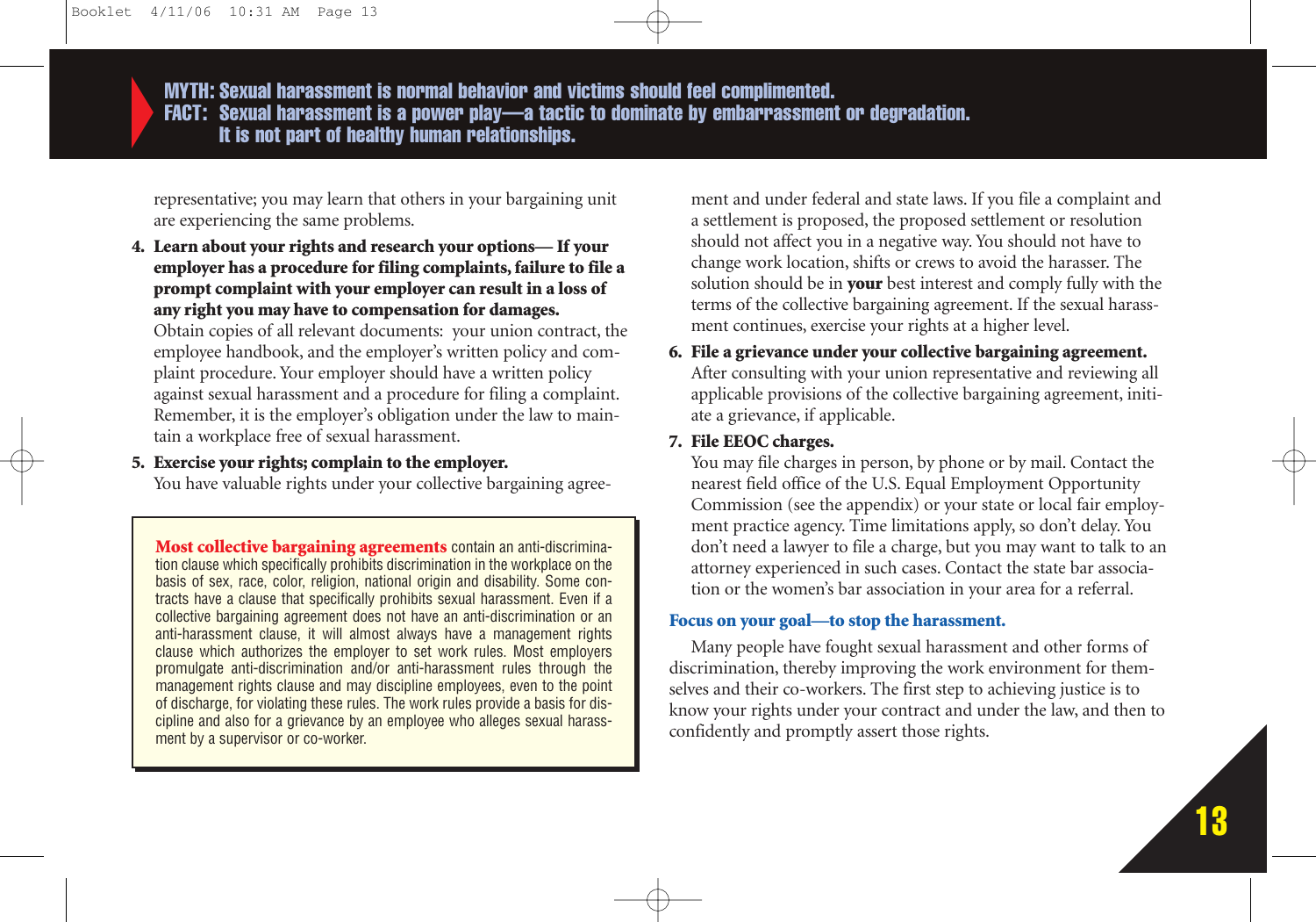**MYTH: Sexual harassment is normal behavior and victims should feel complimented.**
**FACT: Sexual harassment is a power play—a tactic to dominate by embarrassment or degradation. It is not part of healthy human relationships.**

representative; you may learn that others in your bargaining unit are experiencing the same problems.

4. **Learn about your rights and research your options— If your employer has a procedure for filing complaints, failure to file a prompt complaint with your employer can result in a loss of any right you may have to compensation for damages.** Obtain copies of all relevant documents: your union contract, the employee handbook, and the employer's written policy and complaint procedure. Your employer should have a written policy against sexual harassment and a procedure for filing a complaint. Remember, it is the employer's obligation under the law to maintain a workplace free of sexual harassment.

5. **Exercise your rights; complain to the employer.** You have valuable rights under your collective bargaining agreement and under federal and state laws. If you file a complaint and a settlement is proposed, the proposed settlement or resolution should not affect you in a negative way. You should not have to change work location, shifts or crews to avoid the harasser. The solution should be in **your** best interest and comply fully with the terms of the collective bargaining agreement. If the sexual harassment continues, exercise your rights at a higher level.

6. **File a grievance under your collective bargaining agreement.** After consulting with your union representative and reviewing all applicable provisions of the collective bargaining agreement, initiate a grievance, if applicable.

7. **File EEOC charges.** You may file charges in person, by phone or by mail. Contact the nearest field office of the U.S. Equal Employment Opportunity Commission (see the appendix) or your state or local fair employment practice agency. Time limitations apply, so don't delay. You don't need a lawyer to file a charge, but you may want to talk to an attorney experienced in such cases. Contact the state bar association or the women's bar association in your area for a referral.

> **Most collective bargaining agreements** contain an anti-discrimination clause which specifically prohibits discrimination in the workplace on the basis of sex, race, color, religion, national origin and disability. Some contracts have a clause that specifically prohibits sexual harassment. Even if a collective bargaining agreement does not have an anti-discrimination or an anti-harassment clause, it will almost always have a management rights clause which authorizes the employer to set work rules. Most employers promulgate anti-discrimination and/or anti-harassment rules through the management rights clause and may discipline employees, even to the point of discharge, for violating these rules. The work rules provide a basis for discipline and also for a grievance by an employee who alleges sexual harassment by a supervisor or co-worker.

### Focus on your goal—to stop the harassment.

Many people have fought sexual harassment and other forms of discrimination, thereby improving the work environment for themselves and their co-workers. The first step to achieving justice is to know your rights under your contract and under the law, and then to confidently and promptly assert those rights.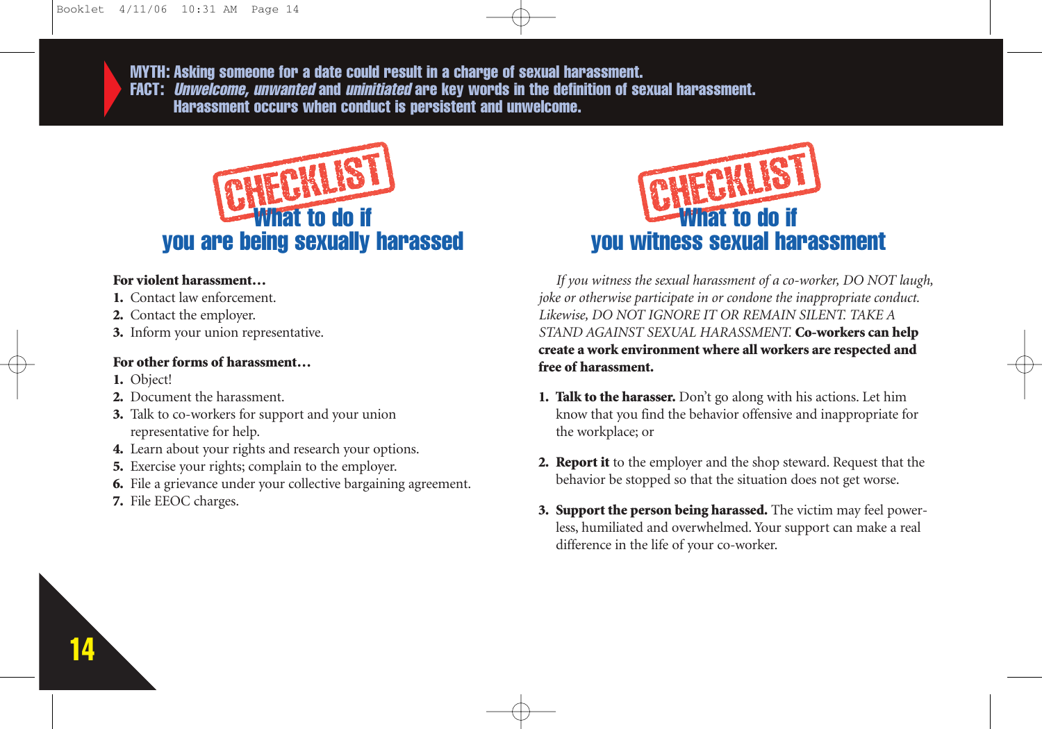**MYTH: Asking someone for a date could result in a charge of sexual harassment.**
**FACT: *Unwelcome, unwanted* and *uninitiated* are key words in the definition of sexual harassment. Harassment occurs when conduct is persistent and unwelcome.**

## CHECKLIST What to do if you are being sexually harassed

**For violent harassment…**

1. Contact law enforcement.
2. Contact the employer.
3. Inform your union representative.

**For other forms of harassment…**

1. Object!
2. Document the harassment.
3. Talk to co-workers for support and your union representative for help.
4. Learn about your rights and research your options.
5. Exercise your rights; complain to the employer.
6. File a grievance under your collective bargaining agreement.
7. File EEOC charges.

## CHECKLIST What to do if you witness sexual harassment

*If you witness the sexual harassment of a co-worker, DO NOT laugh, joke or otherwise participate in or condone the inappropriate conduct. Likewise, DO NOT IGNORE IT OR REMAIN SILENT. TAKE A STAND AGAINST SEXUAL HARASSMENT.* **Co-workers can help create a work environment where all workers are respected and free of harassment.**

1. **Talk to the harasser.** Don't go along with his actions. Let him know that you find the behavior offensive and inappropriate for the workplace; or
2. **Report it** to the employer and the shop steward. Request that the behavior be stopped so that the situation does not get worse.
3. **Support the person being harassed.** The victim may feel powerless, humiliated and overwhelmed. Your support can make a real difference in the life of your co-worker.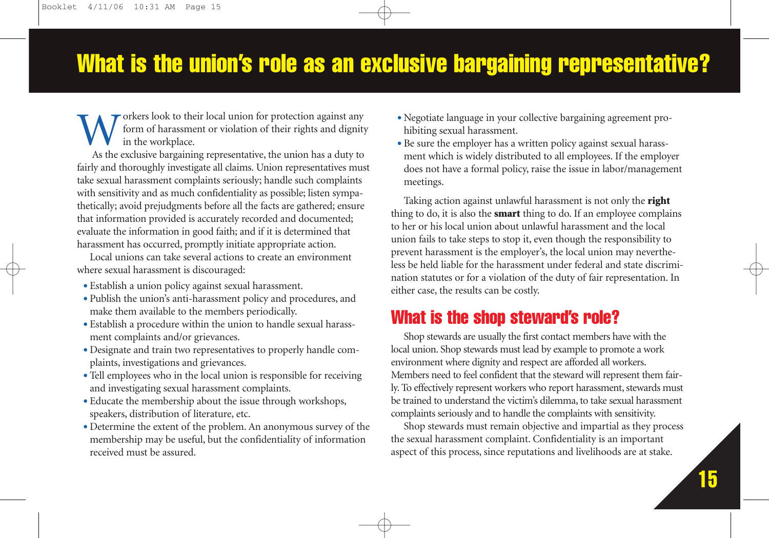# What is the union's role as an exclusive bargaining representative?

Workers look to their local union for protection against any form of harassment or violation of their rights and dignity in the workplace.

As the exclusive bargaining representative, the union has a duty to fairly and thoroughly investigate all claims. Union representatives must take sexual harassment complaints seriously; handle such complaints with sensitivity and as much confidentiality as possible; listen sympathetically; avoid prejudgments before all the facts are gathered; ensure that information provided is accurately recorded and documented; evaluate the information in good faith; and if it is determined that harassment has occurred, promptly initiate appropriate action.

Local unions can take several actions to create an environment where sexual harassment is discouraged:

- Establish a union policy against sexual harassment.
- Publish the union's anti-harassment policy and procedures, and make them available to the members periodically.
- Establish a procedure within the union to handle sexual harassment complaints and/or grievances.
- Designate and train two representatives to properly handle complaints, investigations and grievances.
- Tell employees who in the local union is responsible for receiving and investigating sexual harassment complaints.
- Educate the membership about the issue through workshops, speakers, distribution of literature, etc.
- Determine the extent of the problem. An anonymous survey of the membership may be useful, but the confidentiality of information received must be assured.
- Negotiate language in your collective bargaining agreement prohibiting sexual harassment.
- Be sure the employer has a written policy against sexual harassment which is widely distributed to all employees. If the employer does not have a formal policy, raise the issue in labor/management meetings.

Taking action against unlawful harassment is not only the **right** thing to do, it is also the **smart** thing to do. If an employee complains to her or his local union about unlawful harassment and the local union fails to take steps to stop it, even though the responsibility to prevent harassment is the employer's, the local union may nevertheless be held liable for the harassment under federal and state discrimination statutes or for a violation of the duty of fair representation. In either case, the results can be costly.

## What is the shop steward's role?

Shop stewards are usually the first contact members have with the local union. Shop stewards must lead by example to promote a work environment where dignity and respect are afforded all workers. Members need to feel confident that the steward will represent them fairly. To effectively represent workers who report harassment, stewards must be trained to understand the victim's dilemma, to take sexual harassment complaints seriously and to handle the complaints with sensitivity.

Shop stewards must remain objective and impartial as they process the sexual harassment complaint. Confidentiality is an important aspect of this process, since reputations and livelihoods are at stake.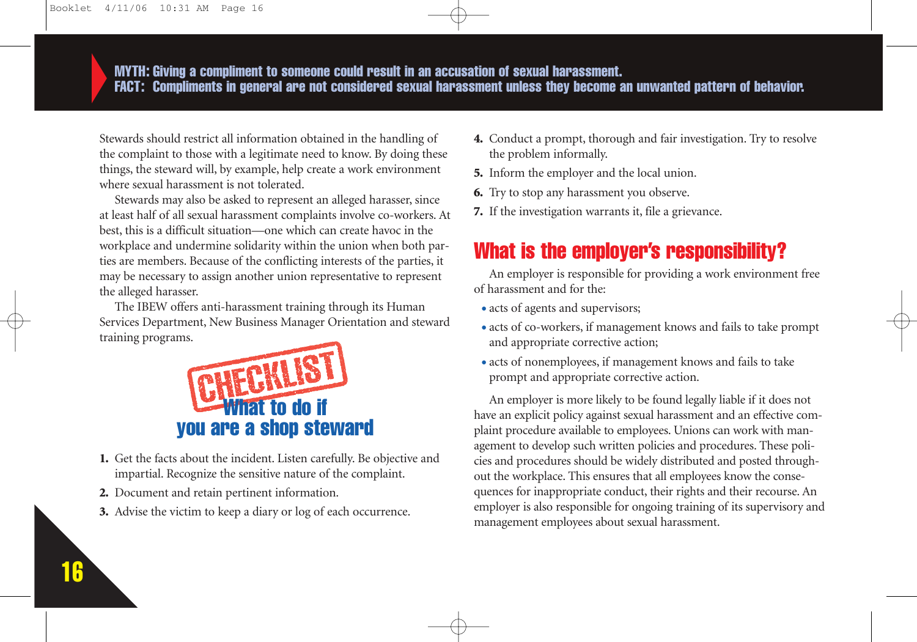**MYTH: Giving a compliment to someone could result in an accusation of sexual harassment.**
**FACT: Compliments in general are not considered sexual harassment unless they become an unwanted pattern of behavior.**

Stewards should restrict all information obtained in the handling of the complaint to those with a legitimate need to know. By doing these things, the steward will, by example, help create a work environment where sexual harassment is not tolerated.

Stewards may also be asked to represent an alleged harasser, since at least half of all sexual harassment complaints involve co-workers. At best, this is a difficult situation—one which can create havoc in the workplace and undermine solidarity within the union when both parties are members. Because of the conflicting interests of the parties, it may be necessary to assign another union representative to represent the alleged harasser.

The IBEW offers anti-harassment training through its Human Services Department, New Business Manager Orientation and steward training programs.

## CHECKLIST
### What to do if you are a shop steward

1. Get the facts about the incident. Listen carefully. Be objective and impartial. Recognize the sensitive nature of the complaint.
2. Document and retain pertinent information.
3. Advise the victim to keep a diary or log of each occurrence.
4. Conduct a prompt, thorough and fair investigation. Try to resolve the problem informally.
5. Inform the employer and the local union.
6. Try to stop any harassment you observe.
7. If the investigation warrants it, file a grievance.

## What is the employer's responsibility?

An employer is responsible for providing a work environment free of harassment and for the:

- acts of agents and supervisors;
- acts of co-workers, if management knows and fails to take prompt and appropriate corrective action;
- acts of nonemployees, if management knows and fails to take prompt and appropriate corrective action.

An employer is more likely to be found legally liable if it does not have an explicit policy against sexual harassment and an effective complaint procedure available to employees. Unions can work with management to develop such written policies and procedures. These policies and procedures should be widely distributed and posted throughout the workplace. This ensures that all employees know the consequences for inappropriate conduct, their rights and their recourse. An employer is also responsible for ongoing training of its supervisory and management employees about sexual harassment.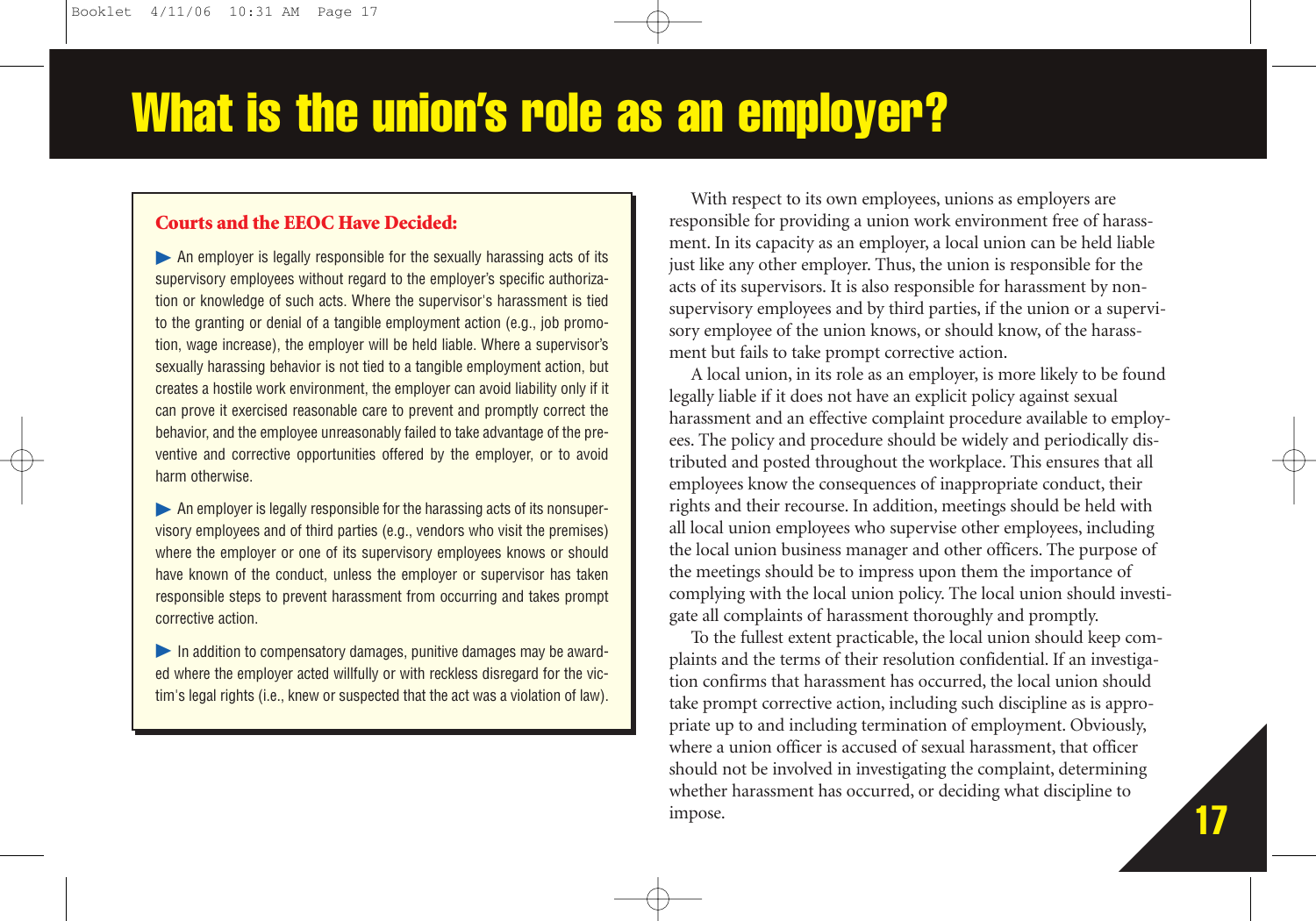# What is the union's role as an employer?

### Courts and the EEOC Have Decided:

- An employer is legally responsible for the sexually harassing acts of its supervisory employees without regard to the employer's specific authorization or knowledge of such acts. Where the supervisor's harassment is tied to the granting or denial of a tangible employment action (e.g., job promotion, wage increase), the employer will be held liable. Where a supervisor's sexually harassing behavior is not tied to a tangible employment action, but creates a hostile work environment, the employer can avoid liability only if it can prove it exercised reasonable care to prevent and promptly correct the behavior, and the employee unreasonably failed to take advantage of the preventive and corrective opportunities offered by the employer, or to avoid harm otherwise.

- An employer is legally responsible for the harassing acts of its nonsupervisory employees and of third parties (e.g., vendors who visit the premises) where the employer or one of its supervisory employees knows or should have known of the conduct, unless the employer or supervisor has taken responsible steps to prevent harassment from occurring and takes prompt corrective action.

- In addition to compensatory damages, punitive damages may be awarded where the employer acted willfully or with reckless disregard for the victim's legal rights (i.e., knew or suspected that the act was a violation of law).

With respect to its own employees, unions as employers are responsible for providing a union work environment free of harassment. In its capacity as an employer, a local union can be held liable just like any other employer. Thus, the union is responsible for the acts of its supervisors. It is also responsible for harassment by nonsupervisory employees and by third parties, if the union or a supervisory employee of the union knows, or should know, of the harassment but fails to take prompt corrective action.

A local union, in its role as an employer, is more likely to be found legally liable if it does not have an explicit policy against sexual harassment and an effective complaint procedure available to employees. The policy and procedure should be widely and periodically distributed and posted throughout the workplace. This ensures that all employees know the consequences of inappropriate conduct, their rights and their recourse. In addition, meetings should be held with all local union employees who supervise other employees, including the local union business manager and other officers. The purpose of the meetings should be to impress upon them the importance of complying with the local union policy. The local union should investigate all complaints of harassment thoroughly and promptly.

To the fullest extent practicable, the local union should keep complaints and the terms of their resolution confidential. If an investigation confirms that harassment has occurred, the local union should take prompt corrective action, including such discipline as is appropriate up to and including termination of employment. Obviously, where a union officer is accused of sexual harassment, that officer should not be involved in investigating the complaint, determining whether harassment has occurred, or deciding what discipline to impose.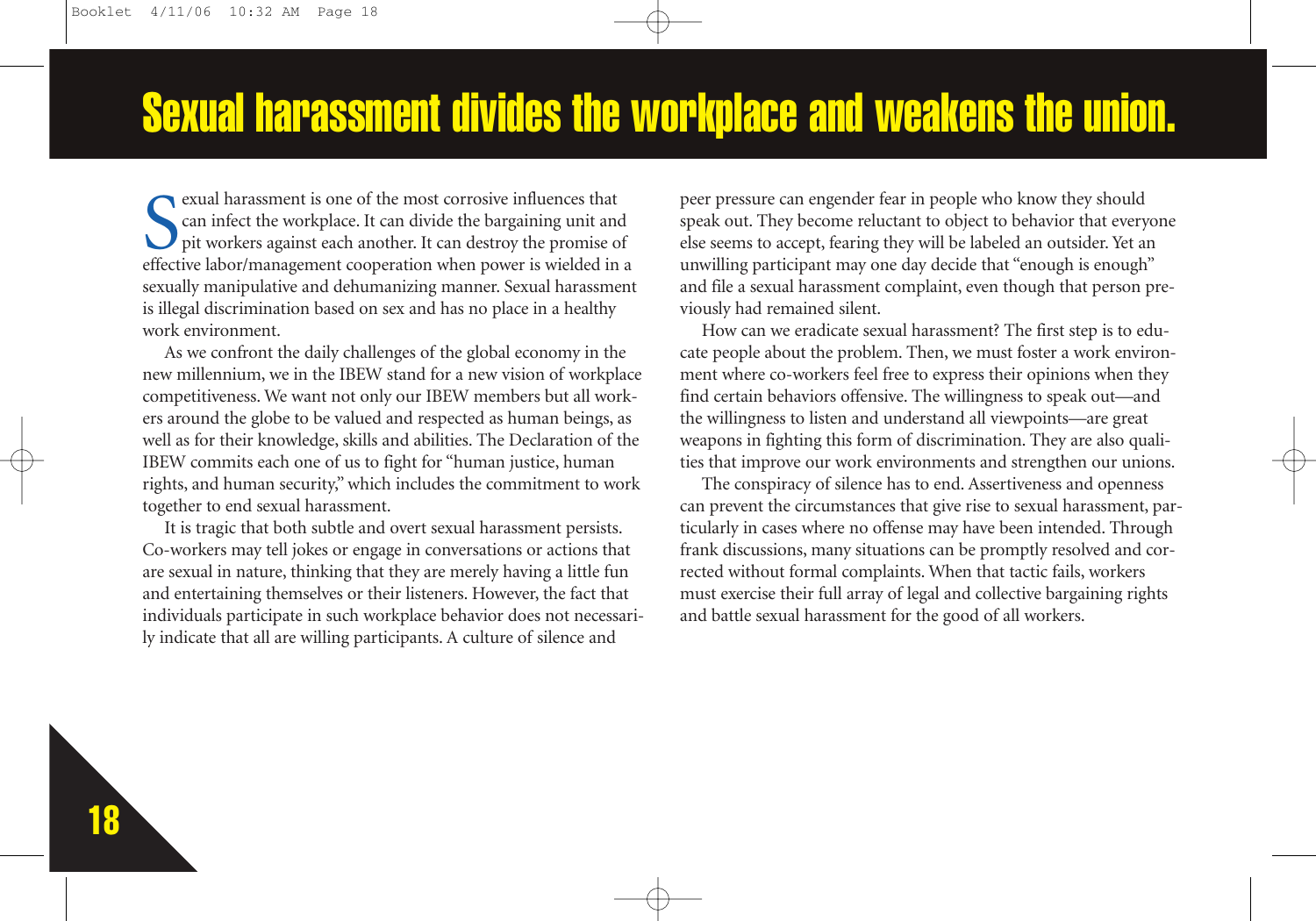# Sexual harassment divides the workplace and weakens the union.

Sexual harassment is one of the most corrosive influences that can infect the workplace. It can divide the bargaining unit and pit workers against each another. It can destroy the promise of effective labor/management cooperation when power is wielded in a sexually manipulative and dehumanizing manner. Sexual harassment is illegal discrimination based on sex and has no place in a healthy work environment.

As we confront the daily challenges of the global economy in the new millennium, we in the IBEW stand for a new vision of workplace competitiveness. We want not only our IBEW members but all workers around the globe to be valued and respected as human beings, as well as for their knowledge, skills and abilities. The Declaration of the IBEW commits each one of us to fight for "human justice, human rights, and human security," which includes the commitment to work together to end sexual harassment.

It is tragic that both subtle and overt sexual harassment persists. Co-workers may tell jokes or engage in conversations or actions that are sexual in nature, thinking that they are merely having a little fun and entertaining themselves or their listeners. However, the fact that individuals participate in such workplace behavior does not necessarily indicate that all are willing participants. A culture of silence and peer pressure can engender fear in people who know they should speak out. They become reluctant to object to behavior that everyone else seems to accept, fearing they will be labeled an outsider. Yet an unwilling participant may one day decide that "enough is enough" and file a sexual harassment complaint, even though that person previously had remained silent.

How can we eradicate sexual harassment? The first step is to educate people about the problem. Then, we must foster a work environment where co-workers feel free to express their opinions when they find certain behaviors offensive. The willingness to speak out—and the willingness to listen and understand all viewpoints—are great weapons in fighting this form of discrimination. They are also qualities that improve our work environments and strengthen our unions.

The conspiracy of silence has to end. Assertiveness and openness can prevent the circumstances that give rise to sexual harassment, particularly in cases where no offense may have been intended. Through frank discussions, many situations can be promptly resolved and corrected without formal complaints. When that tactic fails, workers must exercise their full array of legal and collective bargaining rights and battle sexual harassment for the good of all workers.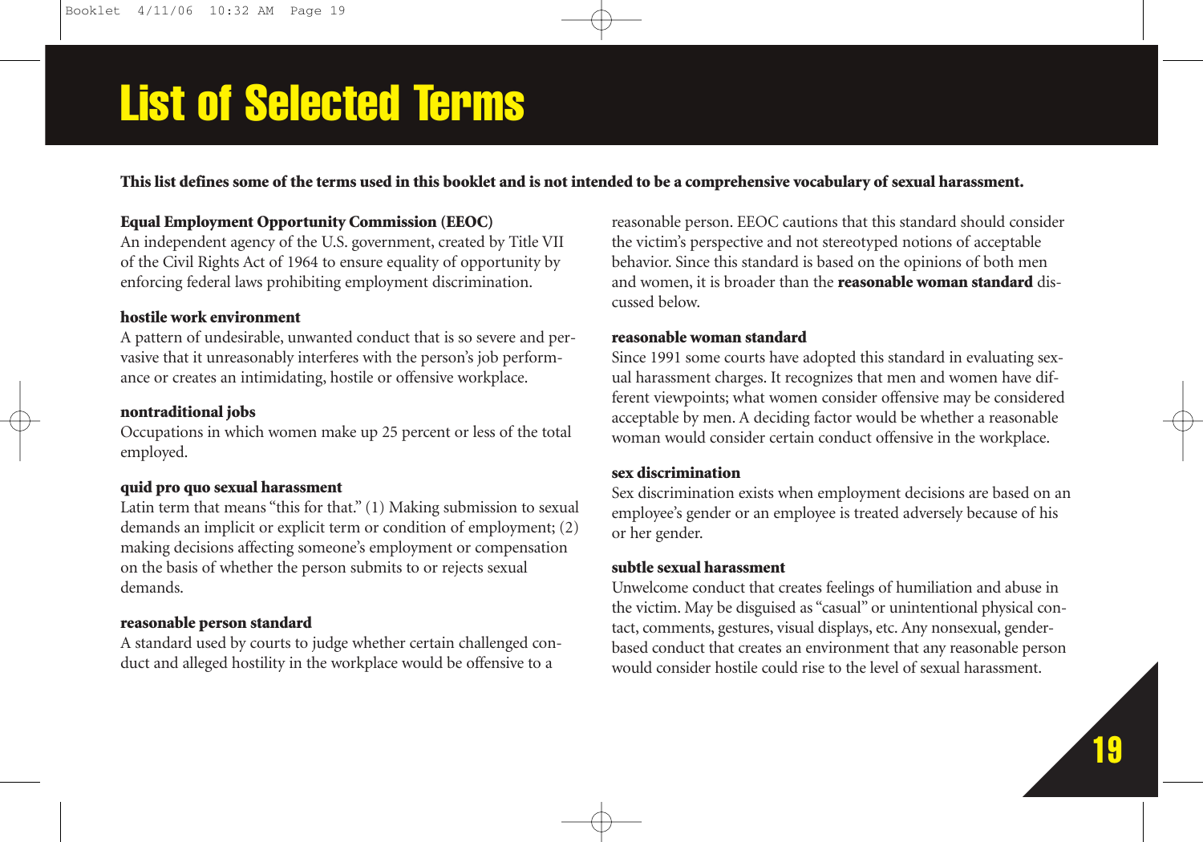# List of Selected Terms

**This list defines some of the terms used in this booklet and is not intended to be a comprehensive vocabulary of sexual harassment.**

**Equal Employment Opportunity Commission (EEOC)**
An independent agency of the U.S. government, created by Title VII of the Civil Rights Act of 1964 to ensure equality of opportunity by enforcing federal laws prohibiting employment discrimination.

**hostile work environment**
A pattern of undesirable, unwanted conduct that is so severe and pervasive that it unreasonably interferes with the person's job performance or creates an intimidating, hostile or offensive workplace.

**nontraditional jobs**
Occupations in which women make up 25 percent or less of the total employed.

**quid pro quo sexual harassment**
Latin term that means "this for that." (1) Making submission to sexual demands an implicit or explicit term or condition of employment; (2) making decisions affecting someone's employment or compensation on the basis of whether the person submits to or rejects sexual demands.

**reasonable person standard**
A standard used by courts to judge whether certain challenged conduct and alleged hostility in the workplace would be offensive to a reasonable person. EEOC cautions that this standard should consider the victim's perspective and not stereotyped notions of acceptable behavior. Since this standard is based on the opinions of both men and women, it is broader than the **reasonable woman standard** discussed below.

**reasonable woman standard**
Since 1991 some courts have adopted this standard in evaluating sexual harassment charges. It recognizes that men and women have different viewpoints; what women consider offensive may be considered acceptable by men. A deciding factor would be whether a reasonable woman would consider certain conduct offensive in the workplace.

**sex discrimination**
Sex discrimination exists when employment decisions are based on an employee's gender or an employee is treated adversely because of his or her gender.

**subtle sexual harassment**
Unwelcome conduct that creates feelings of humiliation and abuse in the victim. May be disguised as "casual" or unintentional physical contact, comments, gestures, visual displays, etc. Any nonsexual, gender-based conduct that creates an environment that any reasonable person would consider hostile could rise to the level of sexual harassment.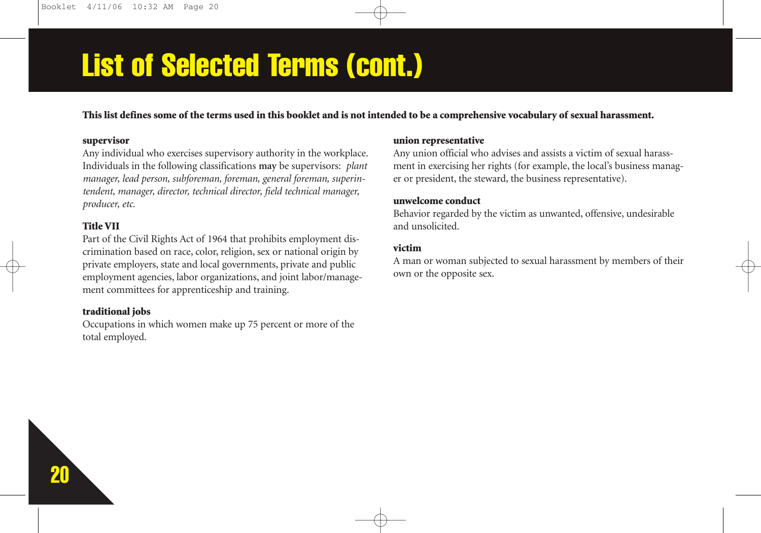# List of Selected Terms (cont.)

**This list defines some of the terms used in this booklet and is not intended to be a comprehensive vocabulary of sexual harassment.**

**supervisor**
Any individual who exercises supervisory authority in the workplace. Individuals in the following classifications **may** be supervisors: *plant manager, lead person, subforeman, foreman, general foreman, superintendent, manager, director, technical director, field technical manager, producer, etc.*

**Title VII**
Part of the Civil Rights Act of 1964 that prohibits employment discrimination based on race, color, religion, sex or national origin by private employers, state and local governments, private and public employment agencies, labor organizations, and joint labor/management committees for apprenticeship and training.

**traditional jobs**
Occupations in which women make up 75 percent or more of the total employed.

**union representative**
Any union official who advises and assists a victim of sexual harassment in exercising her rights (for example, the local's business manager or president, the steward, the business representative).

**unwelcome conduct**
Behavior regarded by the victim as unwanted, offensive, undesirable and unsolicited.

**victim**
A man or woman subjected to sexual harassment by members of their own or the opposite sex.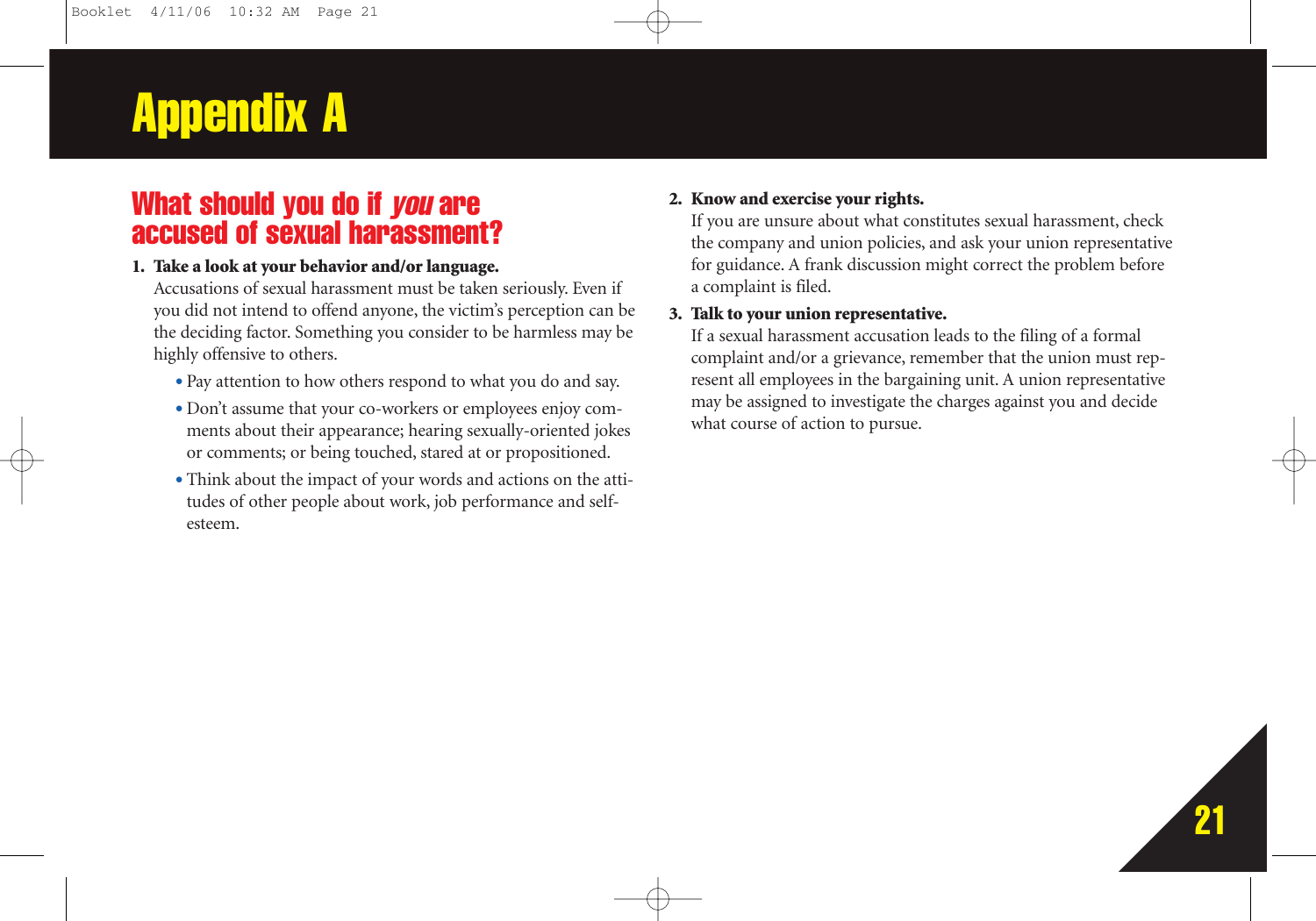# Appendix A

## What should you do if *you* are accused of sexual harassment?

1. **Take a look at your behavior and/or language.**
   Accusations of sexual harassment must be taken seriously. Even if you did not intend to offend anyone, the victim's perception can be the deciding factor. Something you consider to be harmless may be highly offensive to others.
   - Pay attention to how others respond to what you do and say.
   - Don't assume that your co-workers or employees enjoy comments about their appearance; hearing sexually-oriented jokes or comments; or being touched, stared at or propositioned.
   - Think about the impact of your words and actions on the attitudes of other people about work, job performance and self-esteem.

2. **Know and exercise your rights.**
   If you are unsure about what constitutes sexual harassment, check the company and union policies, and ask your union representative for guidance. A frank discussion might correct the problem before a complaint is filed.

3. **Talk to your union representative.**
   If a sexual harassment accusation leads to the filing of a formal complaint and/or a grievance, remember that the union must represent all employees in the bargaining unit. A union representative may be assigned to investigate the charges against you and decide what course of action to pursue.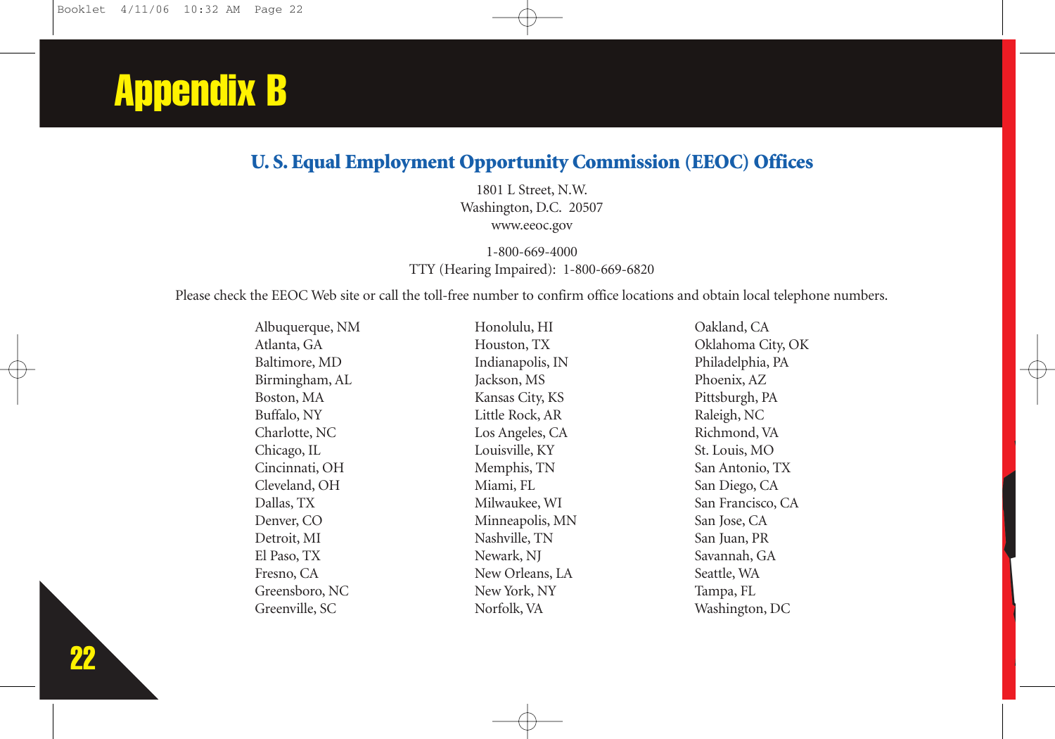# Appendix B

## U. S. Equal Employment Opportunity Commission (EEOC) Offices

1801 L Street, N.W.
Washington, D.C. 20507
www.eeoc.gov

1-800-669-4000
TTY (Hearing Impaired): 1-800-669-6820

Please check the EEOC Web site or call the toll-free number to confirm office locations and obtain local telephone numbers.

Albuquerque, NM
Atlanta, GA
Baltimore, MD
Birmingham, AL
Boston, MA
Buffalo, NY
Charlotte, NC
Chicago, IL
Cincinnati, OH
Cleveland, OH
Dallas, TX
Denver, CO
Detroit, MI
El Paso, TX
Fresno, CA
Greensboro, NC
Greenville, SC
Honolulu, HI
Houston, TX
Indianapolis, IN
Jackson, MS
Kansas City, KS
Little Rock, AR
Los Angeles, CA
Louisville, KY
Memphis, TN
Miami, FL
Milwaukee, WI
Minneapolis, MN
Nashville, TN
Newark, NJ
New Orleans, LA
New York, NY
Norfolk, VA
Oakland, CA
Oklahoma City, OK
Philadelphia, PA
Phoenix, AZ
Pittsburgh, PA
Raleigh, NC
Richmond, VA
St. Louis, MO
San Antonio, TX
San Diego, CA
San Francisco, CA
San Jose, CA
San Juan, PR
Savannah, GA
Seattle, WA
Tampa, FL
Washington, DC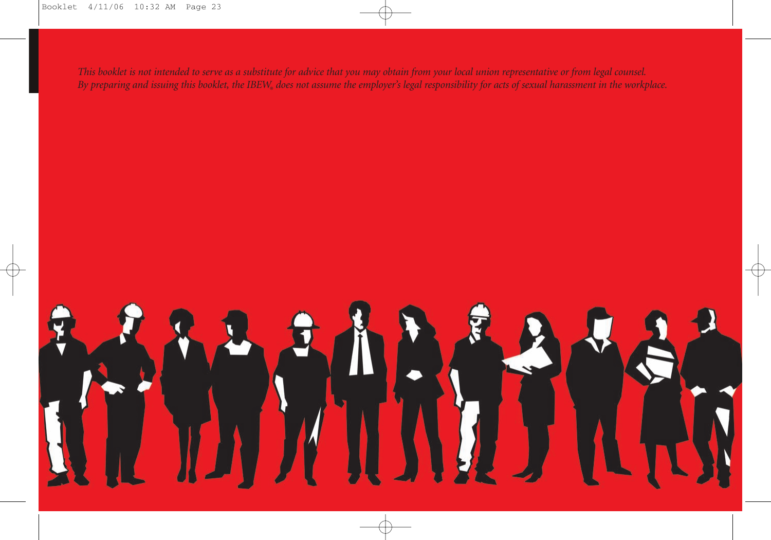*This booklet is not intended to serve as a substitute for advice that you may obtain from your local union representative or from legal counsel. By preparing and issuing this booklet, the IBEW® does not assume the employer's legal responsibility for acts of sexual harassment in the workplace.*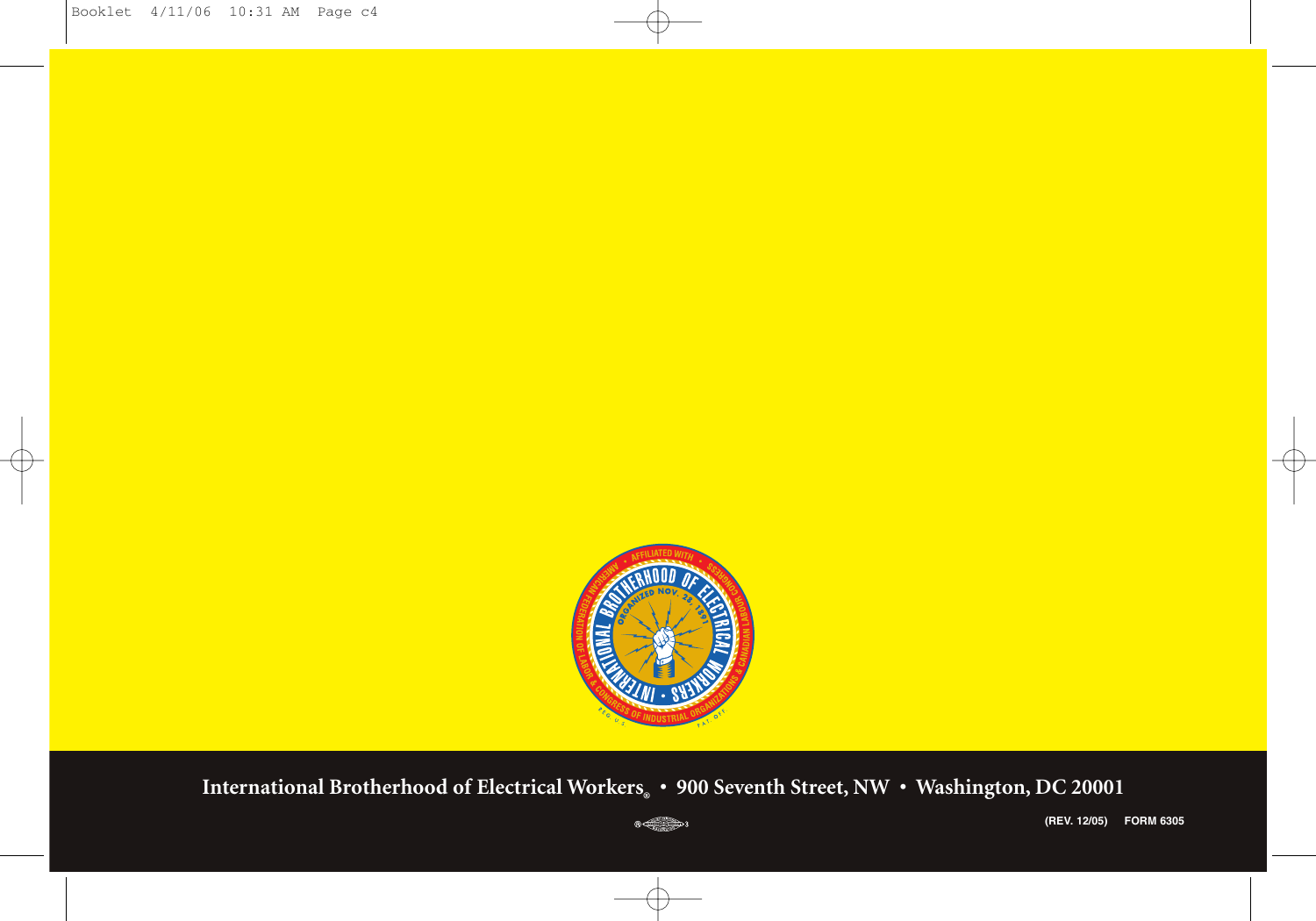International Brotherhood of Electrical Workers® • 900 Seventh Street, NW • Washington, DC 20001

(REV. 12/05) FORM 6305